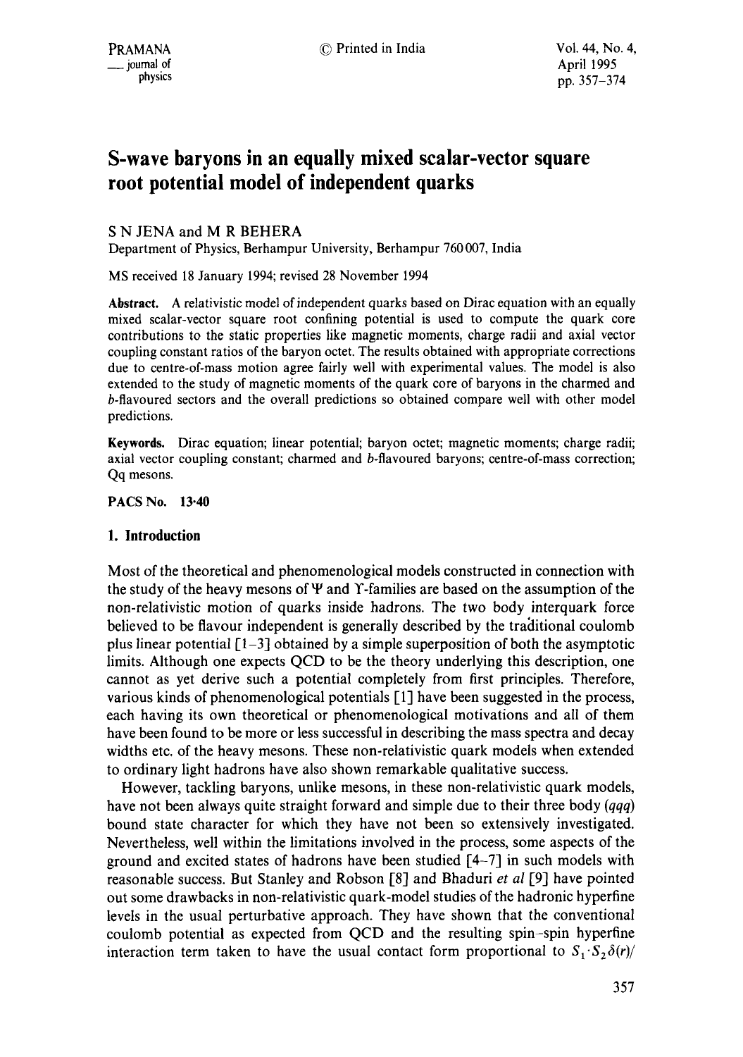# S-wave baryons in an equally mixed scalar-vector square root potential model of independent quarks

S N JENA and M R BEHERA

Department of Physics, Berhampur University, Berhampur 760 007, India

MS received 18 January 1994; revised 28 November 1994

**Abstract.** A relativistic model of independent quarks based on Dirac equation with an equally mixed scalar-vector square root confining potential is used to compute the quark core contributions to the static properties like magnetic moments, charge radii and axial vector coupling constant ratios of the baryon octet. The results obtained with appropriate corrections due to centre-of-mass motion agree fairly well with experimental values. The model is also extended to the study of magnetic moments of the quark core of baryons in the charmed and $b$-flavoured sectors and the overall predictions so obtained compare well with other model predictions.

**Keywords.** Dirac equation; linear potential; baryon octet; magnetic moments; charge radii; axial vector coupling constant; charmed and $b$-flavoured baryons; centre-of-mass correction; Qq mesons.

**PACS No. 13·40**

## 1. Introduction

Most of the theoretical and phenomenological models constructed in connection with the study of the heavy mesons of $\Psi$ and $\Upsilon$-families are based on the assumption of the non-relativistic motion of quarks inside hadrons. The two body interquark force believed to be flavour independent is generally described by the traditional coulomb plus linear potential [1–3] obtained by a simple superposition of both the asymptotic limits. Although one expects QCD to be the theory underlying this description, one cannot as yet derive such a potential completely from first principles. Therefore, various kinds of phenomenological potentials [1] have been suggested in the process, each having its own theoretical or phenomenological motivations and all of them have been found to be more or less successful in describing the mass spectra and decay widths etc. of the heavy mesons. These non-relativistic quark models when extended to ordinary light hadrons have also shown remarkable qualitative success.

However, tackling baryons, unlike mesons, in these non-relativistic quark models, have not been always quite straight forward and simple due to their three body ($qqq$) bound state character for which they have not been so extensively investigated. Nevertheless, well within the limitations involved in the process, some aspects of the ground and excited states of hadrons have been studied [4–7] in such models with reasonable success. But Stanley and Robson [8] and Bhaduri *et al* [9] have pointed out some drawbacks in non-relativistic quark-model studies of the hadronic hyperfine levels in the usual perturbative approach. They have shown that the conventional coulomb potential as expected from QCD and the resulting spin–spin hyperfine interaction term taken to have the usual contact form proportional to $S_1 \cdot S_2 \delta(r)/$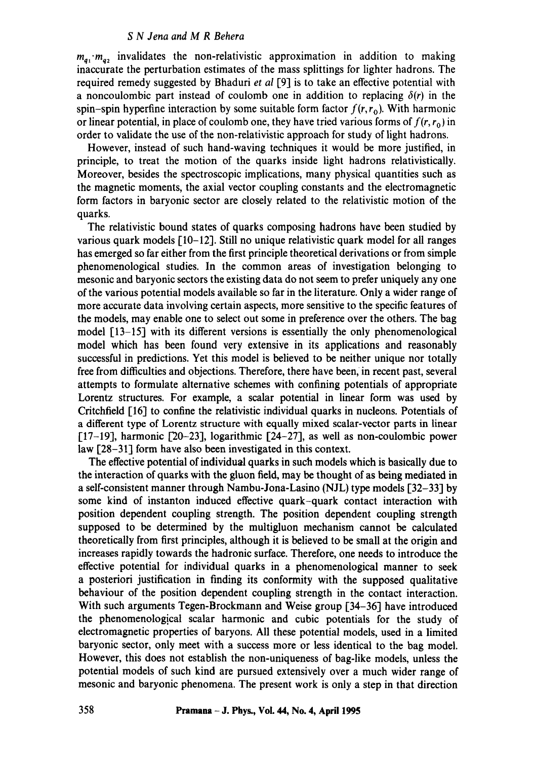$m_{q_1} \cdot m_{q_2}$ invalidates the non-relativistic approximation in addition to making inaccurate the perturbation estimates of the mass splittings for lighter hadrons. The required remedy suggested by Bhaduri *et al* [9] is to take an effective potential with a noncoulombic part instead of coulomb one in addition to replacing $\delta(r)$ in the spin–spin hyperfine interaction by some suitable form factor $f(r, r_0)$. With harmonic or linear potential, in place of coulomb one, they have tried various forms of $f(r, r_0)$ in order to validate the use of the non-relativistic approach for study of light hadrons.

However, instead of such hand-waving techniques it would be more justified, in principle, to treat the motion of the quarks inside light hadrons relativistically. Moreover, besides the spectroscopic implications, many physical quantities such as the magnetic moments, the axial vector coupling constants and the electromagnetic form factors in baryonic sector are closely related to the relativistic motion of the quarks.

The relativistic bound states of quarks composing hadrons have been studied by various quark models [10–12]. Still no unique relativistic quark model for all ranges has emerged so far either from the first principle theoretical derivations or from simple phenomenological studies. In the common areas of investigation belonging to mesonic and baryonic sectors the existing data do not seem to prefer uniquely any one of the various potential models available so far in the literature. Only a wider range of more accurate data involving certain aspects, more sensitive to the specific features of the models, may enable one to select out some in preference over the others. The bag model [13–15] with its different versions is essentially the only phenomenological model which has been found very extensive in its applications and reasonably successful in predictions. Yet this model is believed to be neither unique nor totally free from difficulties and objections. Therefore, there have been, in recent past, several attempts to formulate alternative schemes with confining potentials of appropriate Lorentz structures. For example, a scalar potential in linear form was used by Critchfield [16] to confine the relativistic individual quarks in nucleons. Potentials of a different type of Lorentz structure with equally mixed scalar-vector parts in linear [17–19], harmonic [20–23], logarithmic [24–27], as well as non-coulombic power law [28–31] form have also been investigated in this context.

The effective potential of individual quarks in such models which is basically due to the interaction of quarks with the gluon field, may be thought of as being mediated in a self-consistent manner through Nambu-Jona-Lasino (NJL) type models [32–33] by some kind of instanton induced effective quark–quark contact interaction with position dependent coupling strength. The position dependent coupling strength supposed to be determined by the multigluon mechanism cannot be calculated theoretically from first principles, although it is believed to be small at the origin and increases rapidly towards the hadronic surface. Therefore, one needs to introduce the effective potential for individual quarks in a phenomenological manner to seek a posteriori justification in finding its conformity with the supposed qualitative behaviour of the position dependent coupling strength in the contact interaction. With such arguments Tegen-Brockmann and Weise group [34–36] have introduced the phenomenological scalar harmonic and cubic potentials for the study of electromagnetic properties of baryons. All these potential models, used in a limited baryonic sector, only meet with a success more or less identical to the bag model. However, this does not establish the non-uniqueness of bag-like models, unless the potential models of such kind are pursued extensively over a much wider range of mesonic and baryonic phenomena. The present work is only a step in that direction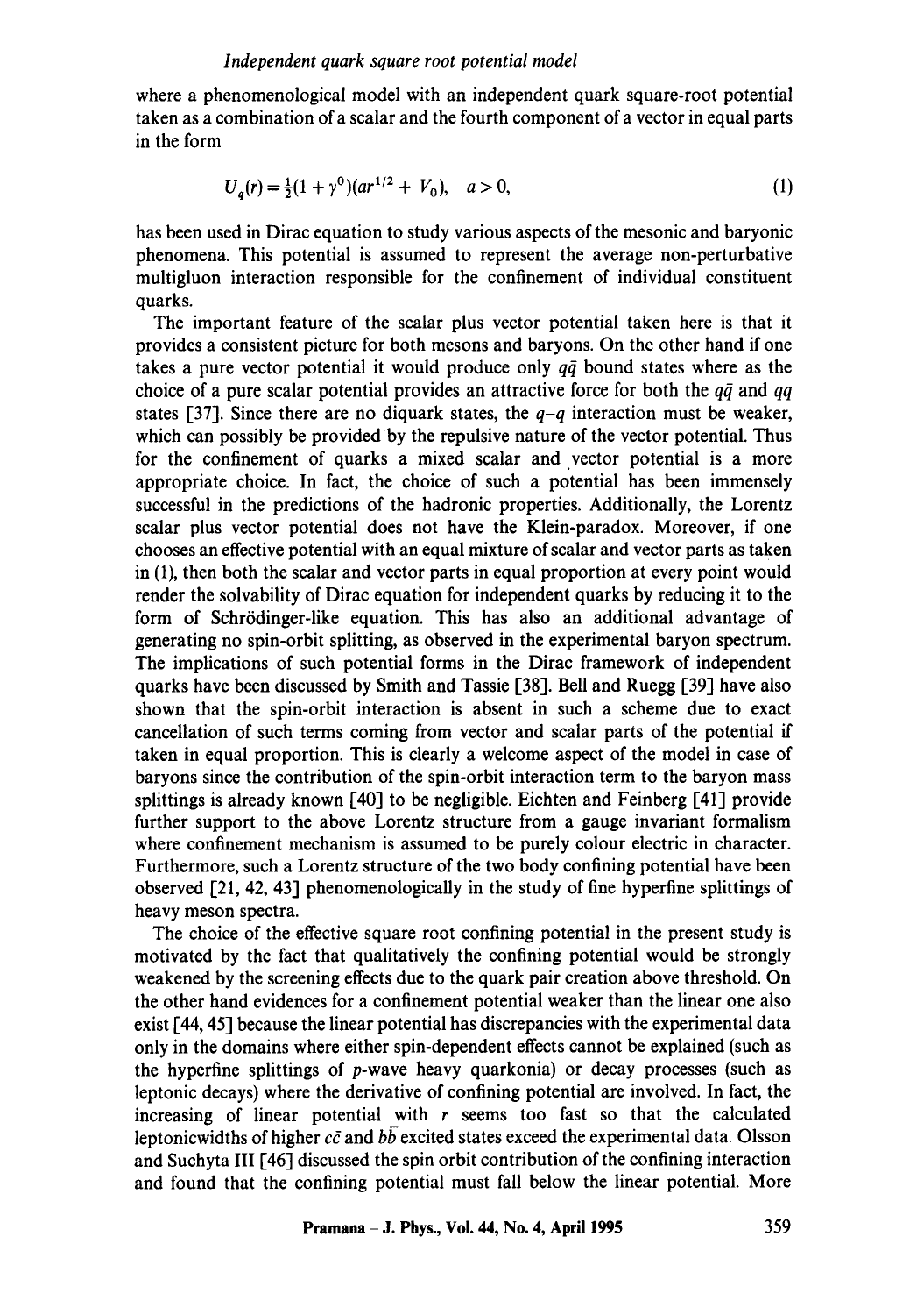where a phenomenological model with an independent quark square-root potential taken as a combination of a scalar and the fourth component of a vector in equal parts in the form

$$U_q(r) = \tfrac{1}{2}(1 + \gamma^0)(ar^{1/2} + V_0), \quad a > 0, \tag{1}$$

has been used in Dirac equation to study various aspects of the mesonic and baryonic phenomena. This potential is assumed to represent the average non-perturbative multigluon interaction responsible for the confinement of individual constituent quarks.

The important feature of the scalar plus vector potential taken here is that it provides a consistent picture for both mesons and baryons. On the other hand if one takes a pure vector potential it would produce only $q\bar{q}$ bound states where as the choice of a pure scalar potential provides an attractive force for both the $q\bar{q}$ and $qq$ states [37]. Since there are no diquark states, the $q$–$q$ interaction must be weaker, which can possibly be provided by the repulsive nature of the vector potential. Thus for the confinement of quarks a mixed scalar and vector potential is a more appropriate choice. In fact, the choice of such a potential has been immensely successful in the predictions of the hadronic properties. Additionally, the Lorentz scalar plus vector potential does not have the Klein-paradox. Moreover, if one chooses an effective potential with an equal mixture of scalar and vector parts as taken in (1), then both the scalar and vector parts in equal proportion at every point would render the solvability of Dirac equation for independent quarks by reducing it to the form of Schrödinger-like equation. This has also an additional advantage of generating no spin-orbit splitting, as observed in the experimental baryon spectrum. The implications of such potential forms in the Dirac framework of independent quarks have been discussed by Smith and Tassie [38]. Bell and Ruegg [39] have also shown that the spin-orbit interaction is absent in such a scheme due to exact cancellation of such terms coming from vector and scalar parts of the potential if taken in equal proportion. This is clearly a welcome aspect of the model in case of baryons since the contribution of the spin-orbit interaction term to the baryon mass splittings is already known [40] to be negligible. Eichten and Feinberg [41] provide further support to the above Lorentz structure from a gauge invariant formalism where confinement mechanism is assumed to be purely colour electric in character. Furthermore, such a Lorentz structure of the two body confining potential have been observed [21, 42, 43] phenomenologically in the study of fine hyperfine splittings of heavy meson spectra.

The choice of the effective square root confining potential in the present study is motivated by the fact that qualitatively the confining potential would be strongly weakened by the screening effects due to the quark pair creation above threshold. On the other hand evidences for a confinement potential weaker than the linear one also exist [44, 45] because the linear potential has discrepancies with the experimental data only in the domains where either spin-dependent effects cannot be explained (such as the hyperfine splittings of $p$-wave heavy quarkonia) or decay processes (such as leptonic decays) where the derivative of confining potential are involved. In fact, the increasing of linear potential with $r$ seems too fast so that the calculated leptonicwidths of higher $c\bar{c}$ and $b\bar{b}$ excited states exceed the experimental data. Olsson and Suchyta III [46] discussed the spin orbit contribution of the confining interaction and found that the confining potential must fall below the linear potential. More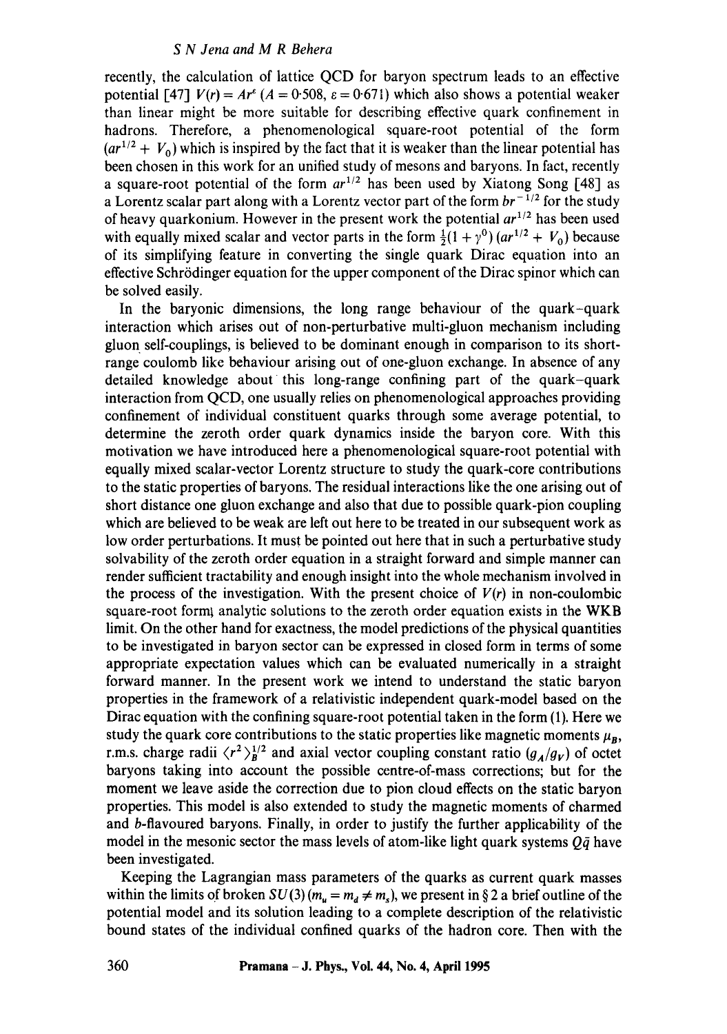recently, the calculation of lattice QCD for baryon spectrum leads to an effective potential [47] $V(r) = Ar^{\varepsilon}$ ($A = 0{\cdot}508$, $\varepsilon = 0{\cdot}671$) which also shows a potential weaker than linear might be more suitable for describing effective quark confinement in hadrons. Therefore, a phenomenological square-root potential of the form $(ar^{1/2} + V_0)$ which is inspired by the fact that it is weaker than the linear potential has been chosen in this work for an unified study of mesons and baryons. In fact, recently a square-root potential of the form $ar^{1/2}$ has been used by Xiatong Song [48] as a Lorentz scalar part along with a Lorentz vector part of the form $br^{-1/2}$ for the study of heavy quarkonium. However in the present work the potential $ar^{1/2}$ has been used with equally mixed scalar and vector parts in the form $\frac{1}{2}(1 + \gamma^0)(ar^{1/2} + V_0)$ because of its simplifying feature in converting the single quark Dirac equation into an effective Schrödinger equation for the upper component of the Dirac spinor which can be solved easily.

In the baryonic dimensions, the long range behaviour of the quark–quark interaction which arises out of non-perturbative multi-gluon mechanism including gluon self-couplings, is believed to be dominant enough in comparison to its short-range coulomb like behaviour arising out of one-gluon exchange. In absence of any detailed knowledge about this long-range confining part of the quark–quark interaction from QCD, one usually relies on phenomenological approaches providing confinement of individual constituent quarks through some average potential, to determine the zeroth order quark dynamics inside the baryon core. With this motivation we have introduced here a phenomenological square-root potential with equally mixed scalar-vector Lorentz structure to study the quark-core contributions to the static properties of baryons. The residual interactions like the one arising out of short distance one gluon exchange and also that due to possible quark-pion coupling which are believed to be weak are left out here to be treated in our subsequent work as low order perturbations. It must be pointed out here that in such a perturbative study solvability of the zeroth order equation in a straight forward and simple manner can render sufficient tractability and enough insight into the whole mechanism involved in the process of the investigation. With the present choice of $V(r)$ in non-coulombic square-root form, analytic solutions to the zeroth order equation exists in the WKB limit. On the other hand for exactness, the model predictions of the physical quantities to be investigated in baryon sector can be expressed in closed form in terms of some appropriate expectation values which can be evaluated numerically in a straight forward manner. In the present work we intend to understand the static baryon properties in the framework of a relativistic independent quark-model based on the Dirac equation with the confining square-root potential taken in the form (1). Here we study the quark core contributions to the static properties like magnetic moments $\mu_B$, r.m.s. charge radii $\langle r^2 \rangle_B^{1/2}$ and axial vector coupling constant ratio $(g_A/g_V)$ of octet baryons taking into account the possible centre-of-mass corrections; but for the moment we leave aside the correction due to pion cloud effects on the static baryon properties. This model is also extended to study the magnetic moments of charmed and $b$-flavoured baryons. Finally, in order to justify the further applicability of the model in the mesonic sector the mass levels of atom-like light quark systems $Q\bar{q}$ have been investigated.

Keeping the Lagrangian mass parameters of the quarks as current quark masses within the limits of broken $SU(3)$ ($m_u = m_d \neq m_s$), we present in § 2 a brief outline of the potential model and its solution leading to a complete description of the relativistic bound states of the individual confined quarks of the hadron core. Then with the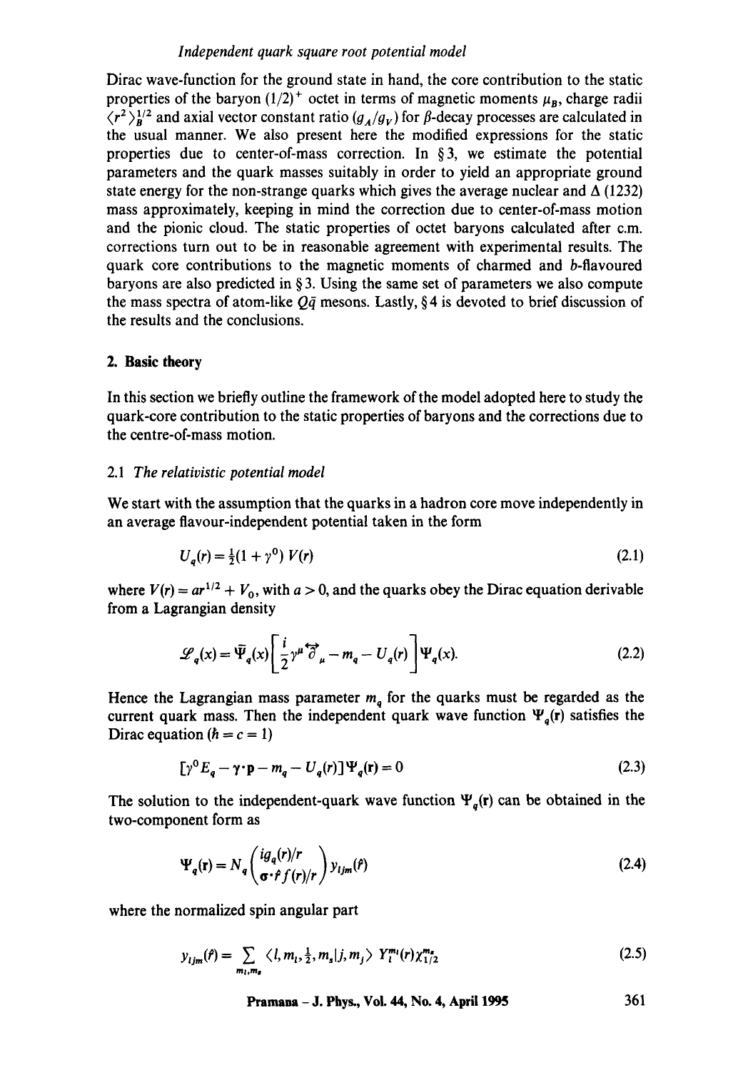Dirac wave-function for the ground state in hand, the core contribution to the static properties of the baryon $(1/2)^+$ octet in terms of magnetic moments $\mu_B$, charge radii $\langle r^2 \rangle_B^{1/2}$ and axial vector constant ratio $(g_A/g_V)$ for $\beta$-decay processes are calculated in the usual manner. We also present here the modified expressions for the static properties due to center-of-mass correction. In §3, we estimate the potential parameters and the quark masses suitably in order to yield an appropriate ground state energy for the non-strange quarks which gives the average nuclear and $\Delta$ (1232) mass approximately, keeping in mind the correction due to center-of-mass motion and the pionic cloud. The static properties of octet baryons calculated after c.m. corrections turn out to be in reasonable agreement with experimental results. The quark core contributions to the magnetic moments of charmed and $b$-flavoured baryons are also predicted in §3. Using the same set of parameters we also compute the mass spectra of atom-like $Q\bar{q}$ mesons. Lastly, §4 is devoted to brief discussion of the results and the conclusions.

## 2. Basic theory

In this section we briefly outline the framework of the model adopted here to study the quark-core contribution to the static properties of baryons and the corrections due to the centre-of-mass motion.

### 2.1 *The relativistic potential model*

We start with the assumption that the quarks in a hadron core move independently in an average flavour-independent potential taken in the form

$$U_q(r) = \tfrac{1}{2}(1 + \gamma^0)\, V(r) \tag{2.1}$$

where $V(r) = ar^{1/2} + V_0$, with $a > 0$, and the quarks obey the Dirac equation derivable from a Lagrangian density

$$\mathscr{L}_q(x) = \bar{\Psi}_q(x)\left[\frac{i}{2}\gamma^\mu \overleftrightarrow{\partial}_\mu - m_q - U_q(r)\right]\Psi_q(x). \tag{2.2}$$

Hence the Lagrangian mass parameter $m_q$ for the quarks must be regarded as the current quark mass. Then the independent quark wave function $\Psi_q(\mathbf{r})$ satisfies the Dirac equation ($\hbar = c = 1$)

$$[\gamma^0 E_q - \boldsymbol{\gamma}\cdot\mathbf{p} - m_q - U_q(r)]\Psi_q(\mathbf{r}) = 0 \tag{2.3}$$

The solution to the independent-quark wave function $\Psi_q(\mathbf{r})$ can be obtained in the two-component form as

$$\Psi_q(\mathbf{r}) = N_q \begin{pmatrix} ig_q(r)/r \\ \boldsymbol{\sigma}\cdot\hat{r} f(r)/r \end{pmatrix} y_{ljm}(\hat{r}) \tag{2.4}$$

where the normalized spin angular part

$$y_{ljm}(\hat{r}) = \sum_{m_l, m_s} \langle l, m_l, \tfrac{1}{2}, m_s | j, m_j \rangle\, Y_l^{m_l}(r)\chi_{1/2}^{m_s} \tag{2.5}$$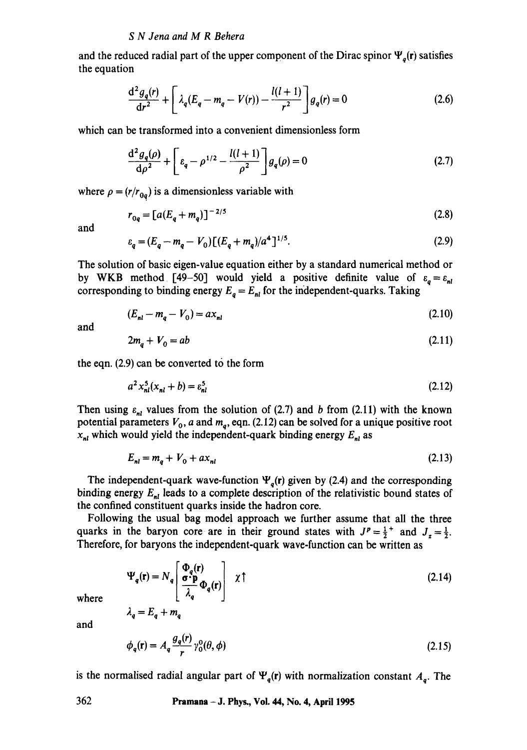and the reduced radial part of the upper component of the Dirac spinor $\Psi_q(\mathbf{r})$ satisfies the equation

$$\frac{\mathrm{d}^2 g_q(r)}{\mathrm{d}r^2} + \left[\lambda_q(E_q - m_q - V(r)) - \frac{l(l+1)}{r^2}\right] g_q(r) = 0 \tag{2.6}$$

which can be transformed into a convenient dimensionless form

$$\frac{\mathrm{d}^2 g_q(\rho)}{\mathrm{d}\rho^2} + \left[\varepsilon_q - \rho^{1/2} - \frac{l(l+1)}{\rho^2}\right] g_q(\rho) = 0 \tag{2.7}$$

where $\rho = (r/r_{0q})$ is a dimensionless variable with

$$r_{0q} = [a(E_q + m_q)]^{-2/5} \tag{2.8}$$

and

$$\varepsilon_q = (E_q - m_q - V_0)[(E_q + m_q)/a^4]^{1/5}. \tag{2.9}$$

The solution of basic eigen-value equation either by a standard numerical method or by WKB method [49–50] would yield a positive definite value of $\varepsilon_q = \varepsilon_{nl}$ corresponding to binding energy $E_q = E_{nl}$ for the independent-quarks. Taking

$$(E_{nl} - m_q - V_0) = a x_{nl} \tag{2.10}$$

and

$$2m_q + V_0 = ab \tag{2.11}$$

the eqn. (2.9) can be converted to the form

$$a^2 x_{nl}^5 (x_{nl} + b) = \varepsilon_{nl}^5 \tag{2.12}$$

Then using $\varepsilon_{nl}$ values from the solution of (2.7) and $b$ from (2.11) with the known potential parameters $V_0$, $a$ and $m_q$, eqn. (2.12) can be solved for a unique positive root $x_{nl}$ which would yield the independent-quark binding energy $E_{nl}$ as

$$E_{nl} = m_q + V_0 + a x_{nl} \tag{2.13}$$

The independent-quark wave-function $\Psi_q(\mathbf{r})$ given by (2.4) and the corresponding binding energy $E_{nl}$ leads to a complete description of the relativistic bound states of the confined constituent quarks inside the hadron core.

Following the usual bag model approach we further assume that all the three quarks in the baryon core are in their ground states with $J^P = \frac{1}{2}^+$ and $J_z = \frac{1}{2}$. Therefore, for baryons the independent-quark wave-function can be written as

$$\Psi_q(\mathbf{r}) = N_q \begin{bmatrix} \Phi_q(\mathbf{r}) \\ \dfrac{\boldsymbol{\sigma}\cdot\mathbf{p}}{\lambda_q}\Phi_q(\mathbf{r}) \end{bmatrix} \chi\uparrow \tag{2.14}$$

where

$$\lambda_q = E_q + m_q$$

and

$$\phi_q(\mathbf{r}) = A_q \frac{g_q(r)}{r} Y_0^0(\theta, \phi) \tag{2.15}$$

is the normalised radial angular part of $\Psi_q(\mathbf{r})$ with normalization constant $A_q$. The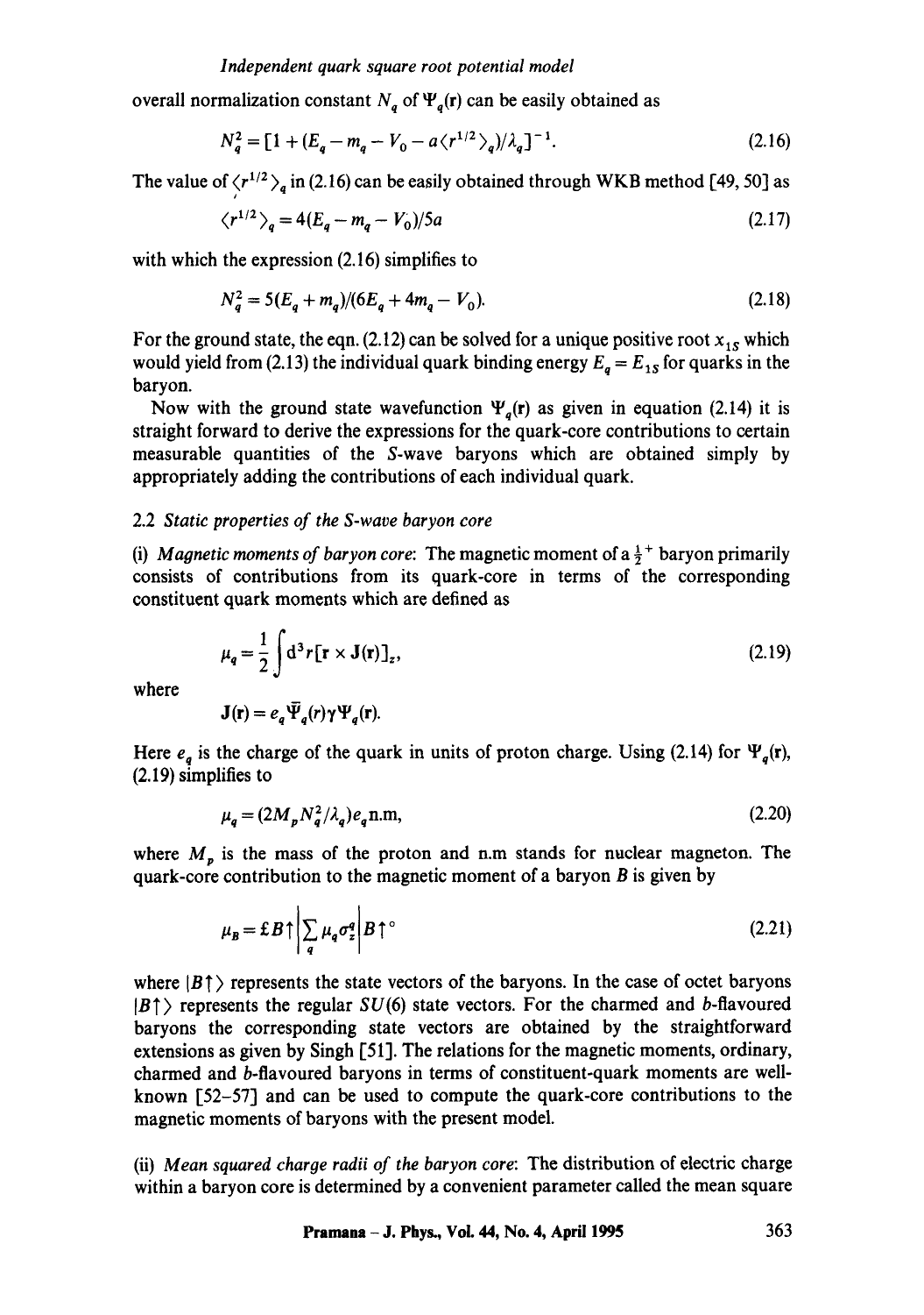overall normalization constant $N_q$ of $\Psi_q(\mathbf{r})$ can be easily obtained as

$$N_q^2 = [1 + (E_q - m_q - V_0 - a\langle r^{1/2}\rangle_q)/\lambda_q]^{-1}. \tag{2.16}$$

The value of $\langle r^{1/2}\rangle_q$ in (2.16) can be easily obtained through WKB method [49, 50] as

$$\langle r^{1/2}\rangle_q = 4(E_q - m_q - V_0)/5a \tag{2.17}$$

with which the expression (2.16) simplifies to

$$N_q^2 = 5(E_q + m_q)/(6E_q + 4m_q - V_0). \tag{2.18}$$

For the ground state, the eqn. (2.12) can be solved for a unique positive root $x_{1S}$ which would yield from (2.13) the individual quark binding energy $E_q = E_{1S}$ for quarks in the baryon.

Now with the ground state wavefunction $\Psi_q(\mathbf{r})$ as given in equation (2.14) it is straight forward to derive the expressions for the quark-core contributions to certain measurable quantities of the $S$-wave baryons which are obtained simply by appropriately adding the contributions of each individual quark.

### 2.2 *Static properties of the S-wave baryon core*

(i) *Magnetic moments of baryon core*: The magnetic moment of a $\frac{1}{2}^+$ baryon primarily consists of contributions from its quark-core in terms of the corresponding constituent quark moments which are defined as

$$\mu_q = \frac{1}{2}\int d^3r[\mathbf{r} \times \mathbf{J}(\mathbf{r})]_z, \tag{2.19}$$

where

$$\mathbf{J}(\mathbf{r}) = e_q \bar{\Psi}_q(r)\gamma\Psi_q(\mathbf{r}).$$

Here $e_q$ is the charge of the quark in units of proton charge. Using (2.14) for $\Psi_q(\mathbf{r})$, (2.19) simplifies to

$$\mu_q = (2M_p N_q^2/\lambda_q)e_q \text{n.m}, \tag{2.20}$$

where $M_p$ is the mass of the proton and n.m stands for nuclear magneton. The quark-core contribution to the magnetic moment of a baryon $B$ is given by

$$\mu_B = \langle B\uparrow \left| \sum_q \mu_q \sigma_z^q \right| B\uparrow\rangle \tag{2.21}$$

where $|B\uparrow\rangle$ represents the state vectors of the baryons. In the case of octet baryons $|B\uparrow\rangle$ represents the regular $SU(6)$ state vectors. For the charmed and $b$-flavoured baryons the corresponding state vectors are obtained by the straightforward extensions as given by Singh [51]. The relations for the magnetic moments, ordinary, charmed and $b$-flavoured baryons in terms of constituent-quark moments are well-known [52–57] and can be used to compute the quark-core contributions to the magnetic moments of baryons with the present model.

(ii) *Mean squared charge radii of the baryon core*: The distribution of electric charge within a baryon core is determined by a convenient parameter called the mean square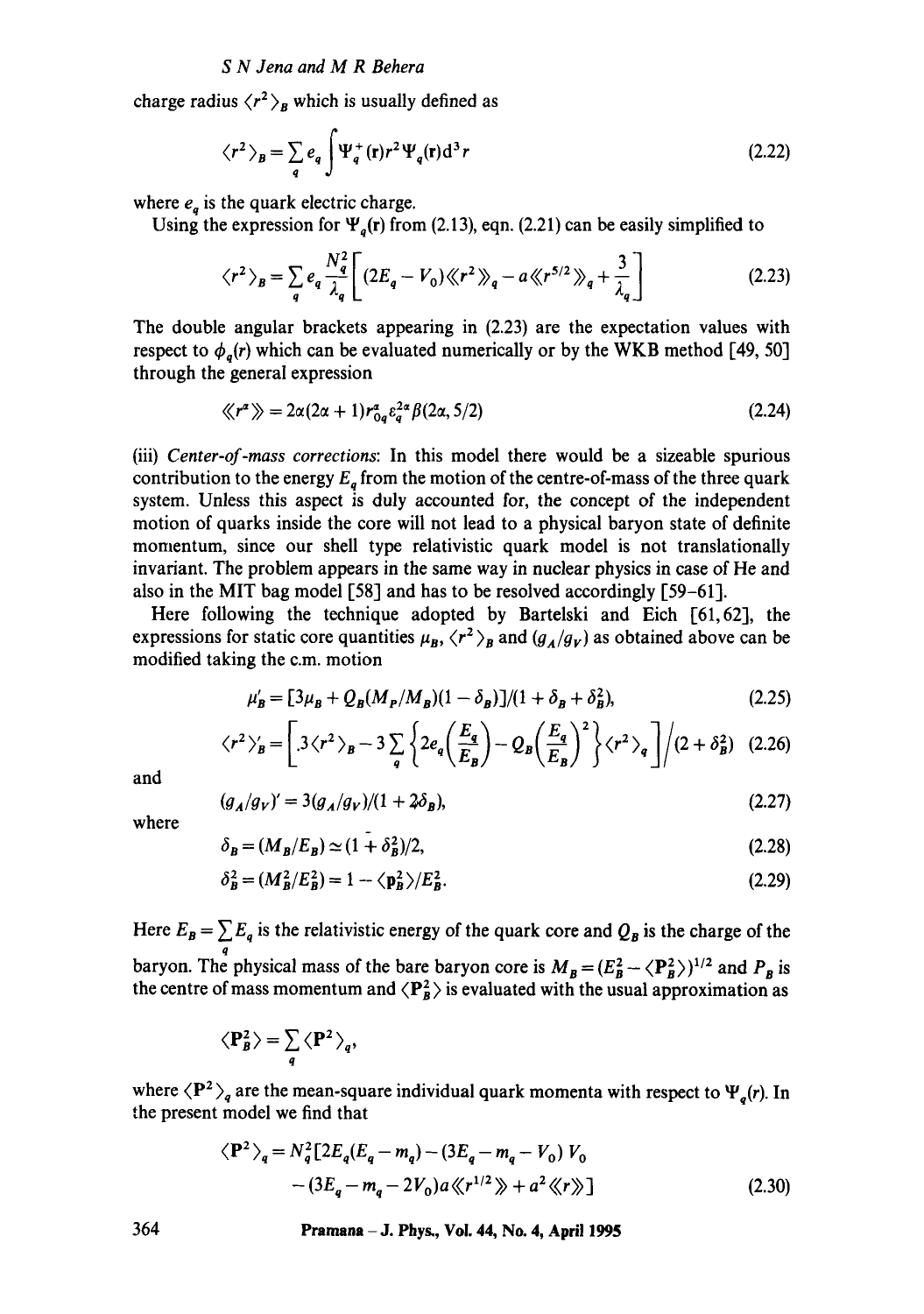charge radius $\langle r^2 \rangle_B$ which is usually defined as

$$\langle r^2 \rangle_B = \sum_q e_q \int \Psi_q^+(\mathbf{r}) r^2 \Psi_q(\mathbf{r}) d^3 r \tag{2.22}$$

where $e_q$ is the quark electric charge.

Using the expression for $\Psi_q(\mathbf{r})$ from (2.13), eqn. (2.21) can be easily simplified to

$$\langle r^2 \rangle_B = \sum_q e_q \frac{N_q^2}{\lambda_q} \left[ (2E_q - V_0) \langle\langle r^2 \rangle\rangle_q - a \langle\langle r^{5/2} \rangle\rangle_q + \frac{3}{\lambda_q} \right] \tag{2.23}$$

The double angular brackets appearing in (2.23) are the expectation values with respect to $\phi_q(r)$ which can be evaluated numerically or by the WKB method [49, 50] through the general expression

$$\langle\langle r^\alpha \rangle\rangle = 2\alpha(2\alpha + 1) r_{0q}^\alpha \varepsilon_q^{2\alpha} \beta(2\alpha, 5/2) \tag{2.24}$$

(iii) *Center-of-mass corrections*: In this model there would be a sizeable spurious contribution to the energy $E_q$ from the motion of the centre-of-mass of the three quark system. Unless this aspect is duly accounted for, the concept of the independent motion of quarks inside the core will not lead to a physical baryon state of definite momentum, since our shell type relativistic quark model is not translationally invariant. The problem appears in the same way in nuclear physics in case of He and also in the MIT bag model [58] and has to be resolved accordingly [59–61].

Here following the technique adopted by Bartelski and Eich [61, 62], the expressions for static core quantities $\mu_B$, $\langle r^2 \rangle_B$ and $(g_A/g_V)$ as obtained above can be modified taking the c.m. motion

$$\mu_B' = [3\mu_B + Q_B(M_P/M_B)(1 - \delta_B)]/(1 + \delta_B + \delta_B^2), \tag{2.25}$$

$$\langle r^2 \rangle_B' = \left[ 3\langle r^2 \rangle_B - 3 \sum_q \left\{ 2e_q \left( \frac{E_q}{E_B} \right) - Q_B \left( \frac{E_q}{E_B} \right)^2 \right\} \langle r^2 \rangle_q \right] \Big/ (2 + \delta_B^2) \tag{2.26}$$

and

$$(g_A/g_V)' = 3(g_A/g_V)/(1 + 2\delta_B), \tag{2.27}$$

where

$$\delta_B = (M_B/E_B) \simeq (1 + \delta_B^2)/2, \tag{2.28}$$

$$\delta_B^2 = (M_B^2/E_B^2) = 1 - \langle \mathbf{p}_B^2 \rangle / E_B^2. \tag{2.29}$$

Here $E_B = \sum_q E_q$ is the relativistic energy of the quark core and $Q_B$ is the charge of the baryon. The physical mass of the bare baryon core is $M_B = (E_B^2 - \langle \mathbf{P}_B^2 \rangle)^{1/2}$ and $P_B$ is the centre of mass momentum and $\langle \mathbf{P}_B^2 \rangle$ is evaluated with the usual approximation as

$$\langle \mathbf{P}_B^2 \rangle = \sum_q \langle \mathbf{P}^2 \rangle_q,$$

where $\langle \mathbf{P}^2 \rangle_q$ are the mean-square individual quark momenta with respect to $\Psi_q(r)$. In the present model we find that

$$\begin{aligned} \langle \mathbf{P}^2 \rangle_q = N_q^2 [& 2E_q(E_q - m_q) - (3E_q - m_q - V_0) V_0 \\ & - (3E_q - m_q - 2V_0) a \langle\langle r^{1/2} \rangle\rangle + a^2 \langle\langle r \rangle\rangle ] \end{aligned} \tag{2.30}$$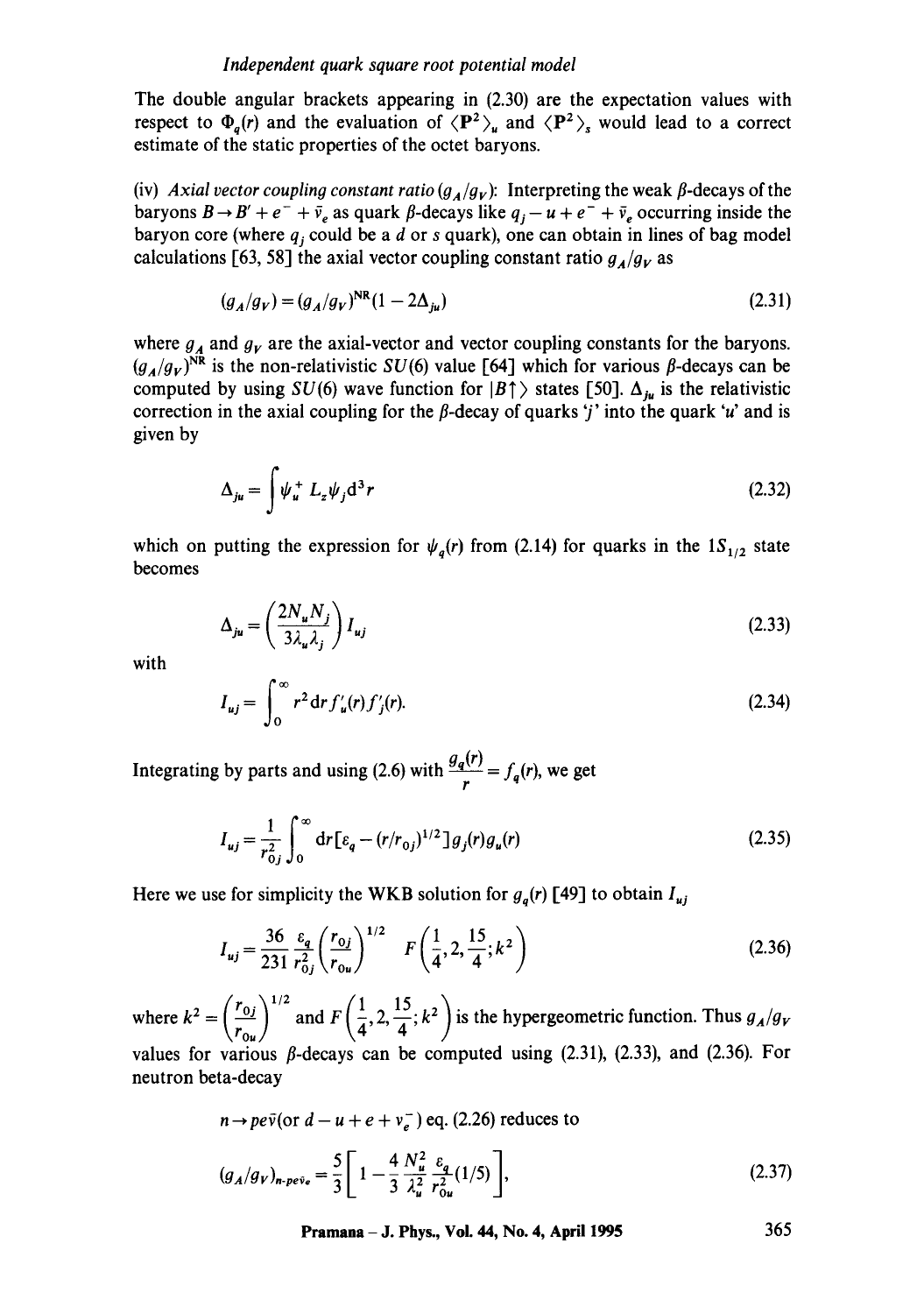The double angular brackets appearing in (2.30) are the expectation values with respect to $\Phi_q(r)$ and the evaluation of $\langle \mathbf{P}^2 \rangle_u$ and $\langle \mathbf{P}^2 \rangle_s$ would lead to a correct estimate of the static properties of the octet baryons.

(iv) *Axial vector coupling constant ratio* ($g_A/g_V$): Interpreting the weak $\beta$-decays of the baryons $B \to B' + e^- + \bar{\nu}_e$ as quark $\beta$-decays like $q_j - u + e^- + \bar{\nu}_e$ occurring inside the baryon core (where $q_j$ could be a $d$ or $s$ quark), one can obtain in lines of bag model calculations [63, 58] the axial vector coupling constant ratio $g_A/g_V$ as

$$(g_A/g_V) = (g_A/g_V)^{\mathrm{NR}}(1 - 2\Delta_{ju}) \tag{2.31}$$

where $g_A$ and $g_V$ are the axial-vector and vector coupling constants for the baryons. $(g_A/g_V)^{\mathrm{NR}}$ is the non-relativistic $SU(6)$ value [64] which for various $\beta$-decays can be computed by using $SU(6)$ wave function for $|B\uparrow\rangle$ states [50]. $\Delta_{ju}$ is the relativistic correction in the axial coupling for the $\beta$-decay of quarks '$j$' into the quark '$u$' and is given by

$$\Delta_{ju} = \int \psi_u^+ L_z \psi_j \mathrm{d}^3 r \tag{2.32}$$

which on putting the expression for $\psi_q(r)$ from (2.14) for quarks in the $1S_{1/2}$ state becomes

$$\Delta_{ju} = \left( \frac{2N_u N_j}{3\lambda_u \lambda_j} \right) I_{uj} \tag{2.33}$$

with

$$I_{uj} = \int_0^\infty r^2 \mathrm{d}r f_u'(r) f_j'(r). \tag{2.34}$$

Integrating by parts and using (2.6) with $\frac{g_q(r)}{r} = f_q(r)$, we get

$$I_{uj} = \frac{1}{r_{0j}^2} \int_0^\infty \mathrm{d}r [\varepsilon_q - (r/r_{0j})^{1/2}] g_j(r) g_u(r) \tag{2.35}$$

Here we use for simplicity the WKB solution for $g_q(r)$ [49] to obtain $I_{uj}$

$$I_{uj} = \frac{36}{231} \frac{\varepsilon_q}{r_{0j}^2} \left( \frac{r_{0j}}{r_{0u}} \right)^{1/2} F\left( \frac{1}{4}, 2, \frac{15}{4}; k^2 \right) \tag{2.36}$$

where $k^2 = \left( \frac{r_{0j}}{r_{0u}} \right)^{1/2}$ and $F\left( \frac{1}{4}, 2, \frac{15}{4}; k^2 \right)$ is the hypergeometric function. Thus $g_A/g_V$ values for various $\beta$-decays can be computed using (2.31), (2.33), and (2.36). For neutron beta-decay

$$n \to pe\bar{\nu} (\text{or } d - u + e + \nu_e^-) \text{ eq. (2.26) reduces to}$$

$$(g_A/g_V)_{n\text{-}pe\bar{\nu}_e} = \frac{5}{3}\left[ 1 - \frac{4}{3} \frac{N_u^2}{\lambda_u^2} \frac{\varepsilon_q}{r_{0u}^2} (1/5) \right], \tag{2.37}$$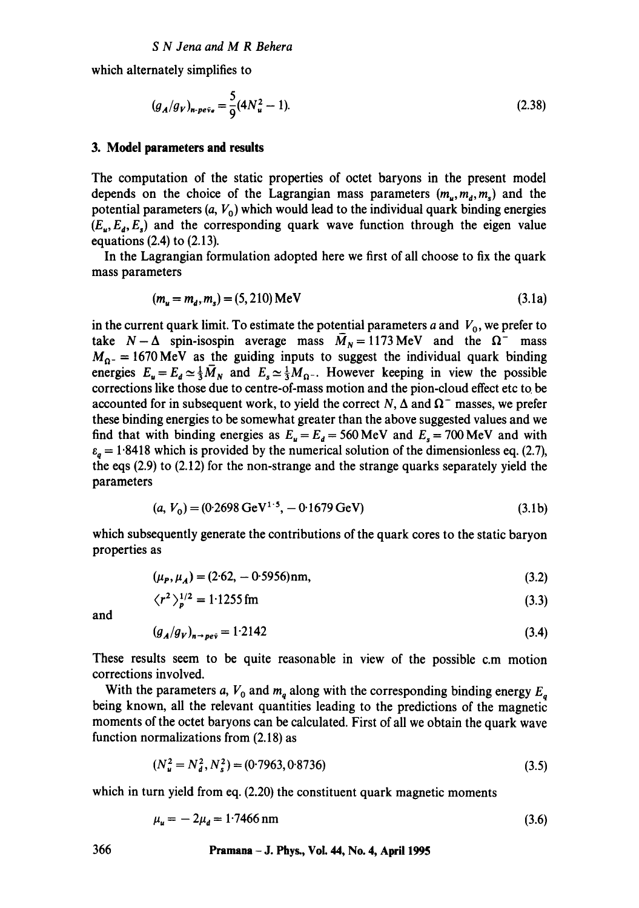which alternately simplifies to

$$(g_A/g_V)_{n\text{-}pe\bar{\nu}_e} = \frac{5}{9}(4N_u^2 - 1). \tag{2.38}$$

## 3. Model parameters and results

The computation of the static properties of octet baryons in the present model depends on the choice of the Lagrangian mass parameters $(m_u, m_d, m_s)$ and the potential parameters $(a, V_0)$ which would lead to the individual quark binding energies $(E_u, E_d, E_s)$ and the corresponding quark wave function through the eigen value equations (2.4) to (2.13).

In the Lagrangian formulation adopted here we first of all choose to fix the quark mass parameters

$$(m_u = m_d, m_s) = (5, 210)\,\text{MeV} \tag{3.1a}$$

in the current quark limit. To estimate the potential parameters $a$ and $V_0$, we prefer to take $N-\Delta$ spin-isospin average mass $\bar{M}_N = 1173\,\text{MeV}$ and the $\Omega^-$ mass $M_{\Omega^-} = 1670\,\text{MeV}$ as the guiding inputs to suggest the individual quark binding energies $E_u = E_d \simeq \frac{1}{3}\bar{M}_N$ and $E_s \simeq \frac{1}{3}M_{\Omega^-}$. However keeping in view the possible corrections like those due to centre-of-mass motion and the pion-cloud effect etc to be accounted for in subsequent work, to yield the correct $N$, $\Delta$ and $\Omega^-$ masses, we prefer these binding energies to be somewhat greater than the above suggested values and we find that with binding energies as $E_u = E_d = 560\,\text{MeV}$ and $E_s = 700\,\text{MeV}$ and with $\varepsilon_q = 1{\cdot}8418$ which is provided by the numerical solution of the dimensionless eq. (2.7), the eqs (2.9) to (2.12) for the non-strange and the strange quarks separately yield the parameters

$$(a, V_0) = (0{\cdot}2698\,\text{GeV}^{1\cdot 5}, -0{\cdot}1679\,\text{GeV}) \tag{3.1b}$$

which subsequently generate the contributions of the quark cores to the static baryon properties as

$$(\mu_P, \mu_A) = (2{\cdot}62, -0{\cdot}5956)\text{nm}, \tag{3.2}$$

$$\langle r^2 \rangle_p^{1/2} = 1{\cdot}1255\,\text{fm} \tag{3.3}$$

and

$$(g_A/g_V)_{n\to pe\bar{\nu}} = 1{\cdot}2142 \tag{3.4}$$

These results seem to be quite reasonable in view of the possible c.m motion corrections involved.

With the parameters $a$, $V_0$ and $m_q$ along with the corresponding binding energy $E_q$ being known, all the relevant quantities leading to the predictions of the magnetic moments of the octet baryons can be calculated. First of all we obtain the quark wave function normalizations from (2.18) as

$$(N_u^2 = N_d^2, N_s^2) = (0{\cdot}7963, 0{\cdot}8736) \tag{3.5}$$

which in turn yield from eq. (2.20) the constituent quark magnetic moments

$$\mu_u = -2\mu_d = 1{\cdot}7466\,\text{nm} \tag{3.6}$$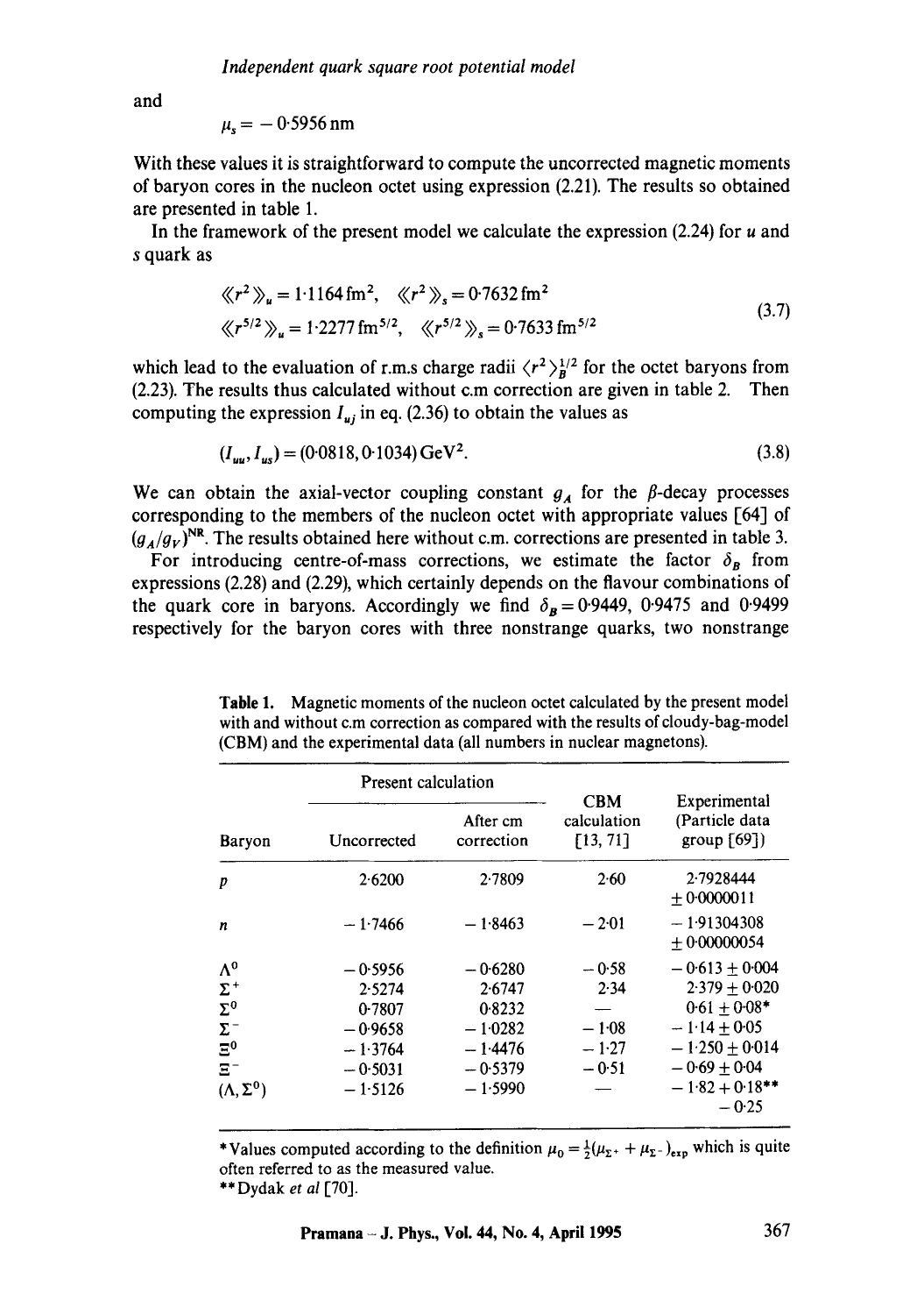and

$$\mu_s = -0.5956\,\text{nm}$$

With these values it is straightforward to compute the uncorrected magnetic moments of baryon cores in the nucleon octet using expression (2.21). The results so obtained are presented in table 1.

In the framework of the present model we calculate the expression (2.24) for $u$ and $s$ quark as

$$\begin{aligned}
\langle\langle r^2 \rangle\rangle_u &= 1.1164\,\text{fm}^2, \quad \langle\langle r^2 \rangle\rangle_s = 0.7632\,\text{fm}^2 \\
\langle\langle r^{5/2} \rangle\rangle_u &= 1.2277\,\text{fm}^{5/2}, \quad \langle\langle r^{5/2} \rangle\rangle_s = 0.7633\,\text{fm}^{5/2}
\end{aligned} \tag{3.7}$$

which lead to the evaluation of r.m.s charge radii $\langle r^2 \rangle_B^{1/2}$ for the octet baryons from (2.23). The results thus calculated without c.m correction are given in table 2. Then computing the expression $I_{uj}$ in eq. (2.36) to obtain the values as

$$(I_{uu}, I_{us}) = (0.0818, 0.1034)\,\text{GeV}^2. \tag{3.8}$$

We can obtain the axial-vector coupling constant $g_A$ for the $\beta$-decay processes corresponding to the members of the nucleon octet with appropriate values [64] of $(g_A/g_V)^{NR}$. The results obtained here without c.m. corrections are presented in table 3.

For introducing centre-of-mass corrections, we estimate the factor $\delta_B$ from expressions (2.28) and (2.29), which certainly depends on the flavour combinations of the quark core in baryons. Accordingly we find $\delta_B = 0.9449$, $0.9475$ and $0.9499$ respectively for the baryon cores with three nonstrange quarks, two nonstrange

**Table 1.** Magnetic moments of the nucleon octet calculated by the present model with and without c.m correction as compared with the results of cloudy-bag-model (CBM) and the experimental data (all numbers in nuclear magnetons).

| Baryon | Present calculation: Uncorrected | Present calculation: After cm correction | CBM calculation [13, 71] | Experimental (Particle data group [69]) |
|---|---|---|---|---|
| $p$ | 2.6200 | 2.7809 | 2.60 | 2.7928444 $\pm$ 0.0000011 |
| $n$ | $-1.7466$ | $-1.8463$ | $-2.01$ | $-1.91304308$ $\pm$ 0.00000054 |
| $\Lambda^0$ | $-0.5956$ | $-0.6280$ | $-0.58$ | $-0.613 \pm 0.004$ |
| $\Sigma^+$ | 2.5274 | 2.6747 | 2.34 | $2.379 \pm 0.020$ |
| $\Sigma^0$ | 0.7807 | 0.8232 | — | $0.61 \pm 0.08$* |
| $\Sigma^-$ | $-0.9658$ | $-1.0282$ | $-1.08$ | $-1.14 \pm 0.05$ |
| $\Xi^0$ | $-1.3764$ | $-1.4476$ | $-1.27$ | $-1.250 \pm 0.014$ |
| $\Xi^-$ | $-0.5031$ | $-0.5379$ | $-0.51$ | $-0.69 \pm 0.04$ |
| $(\Lambda, \Sigma^0)$ | $-1.5126$ | $-1.5990$ | — | $-1.82$ $+0.18$** $-0.25$ |

*Values computed according to the definition $\mu_0 = \frac{1}{2}(\mu_{\Sigma^+} + \mu_{\Sigma^-})_{\text{exp}}$ which is quite often referred to as the measured value.

**Dydak *et al* [70].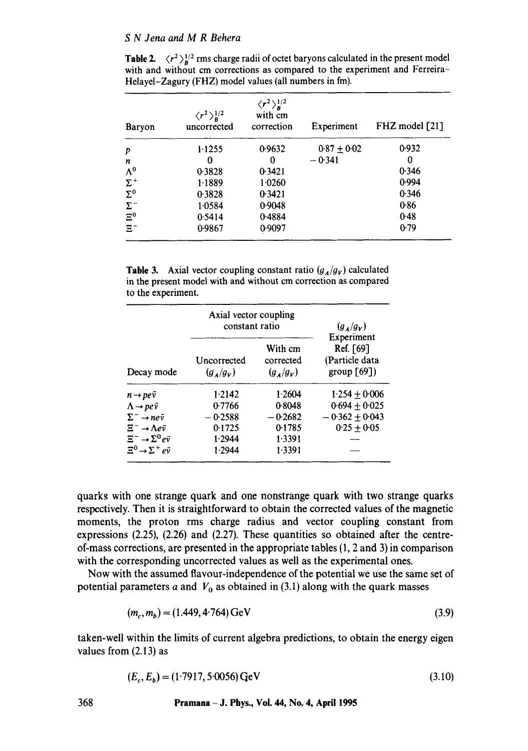**Table 2.** $\langle r^2 \rangle_B^{1/2}$ rms charge radii of octet baryons calculated in the present model with and without cm corrections as compared to the experiment and Ferreira–Helayel–Zagury (FHZ) model values (all numbers in fm).

| Baryon | $\langle r^2 \rangle_B^{1/2}$ uncorrected | $\langle r^2 \rangle_B^{1/2}$ with cm correction | Experiment | FHZ model [21] |
|---|---|---|---|---|
| $p$ | 1·1255 | 0·9632 | $0{\cdot}87 \pm 0{\cdot}02$ | 0·932 |
| $n$ | 0 | 0 | $-0{\cdot}341$ | 0 |
| $\Lambda^0$ | 0·3828 | 0·3421 | | 0·346 |
| $\Sigma^+$ | 1·1889 | 1·0260 | | 0·994 |
| $\Sigma^0$ | 0·3828 | 0·3421 | | 0·346 |
| $\Sigma^-$ | 1·0584 | 0·9048 | | 0·86 |
| $\Xi^0$ | 0·5414 | 0·4884 | | 0·48 |
| $\Xi^-$ | 0·9867 | 0·9097 | | 0·79 |

**Table 3.** Axial vector coupling constant ratio $(g_A/g_V)$ calculated in the present model with and without cm correction as compared to the experiment.

| Decay mode | Axial vector coupling constant ratio: Uncorrected $(g_A/g_V)$ | Axial vector coupling constant ratio: With cm corrected $(g_A/g_V)$ | $(g_A/g_V)$ Experiment Ref. [69] (Particle data group [69]) |
|---|---|---|---|
| $n \to p e \bar{\nu}$ | 1·2142 | 1·2604 | $1{\cdot}254 \pm 0{\cdot}006$ |
| $\Lambda \to p e \bar{\nu}$ | 0·7766 | 0·8048 | $0{\cdot}694 \pm 0{\cdot}025$ |
| $\Sigma^- \to n e \bar{\nu}$ | $-0{\cdot}2588$ | $-0{\cdot}2682$ | $-0{\cdot}362 \pm 0{\cdot}043$ |
| $\Xi^- \to \Lambda e \bar{\nu}$ | 0·1725 | 0·1785 | $0{\cdot}25 \pm 0{\cdot}05$ |
| $\Xi^- \to \Sigma^0 e \bar{\nu}$ | 1·2944 | 1·3391 | — |
| $\Xi^0 \to \Sigma^+ e \bar{\nu}$ | 1·2944 | 1·3391 | — |

quarks with one strange quark and one nonstrange quark with two strange quarks respectively. Then it is straightforward to obtain the corrected values of the magnetic moments, the proton rms charge radius and vector coupling constant from expressions (2.25), (2.26) and (2.27). These quantities so obtained after the centre-of-mass corrections, are presented in the appropriate tables (1, 2 and 3) in comparison with the corresponding uncorrected values as well as the experimental ones.

Now with the assumed flavour-independence of the potential we use the same set of potential parameters $a$ and $V_0$ as obtained in (3.1) along with the quark masses

$$(m_c, m_b) = (1.449, 4{\cdot}764)\,\text{GeV} \tag{3.9}$$

taken-well within the limits of current algebra predictions, to obtain the energy eigen values from (2.13) as

$$(E_c, E_b) = (1{\cdot}7917, 5{\cdot}0056)\,\text{GeV} \tag{3.10}$$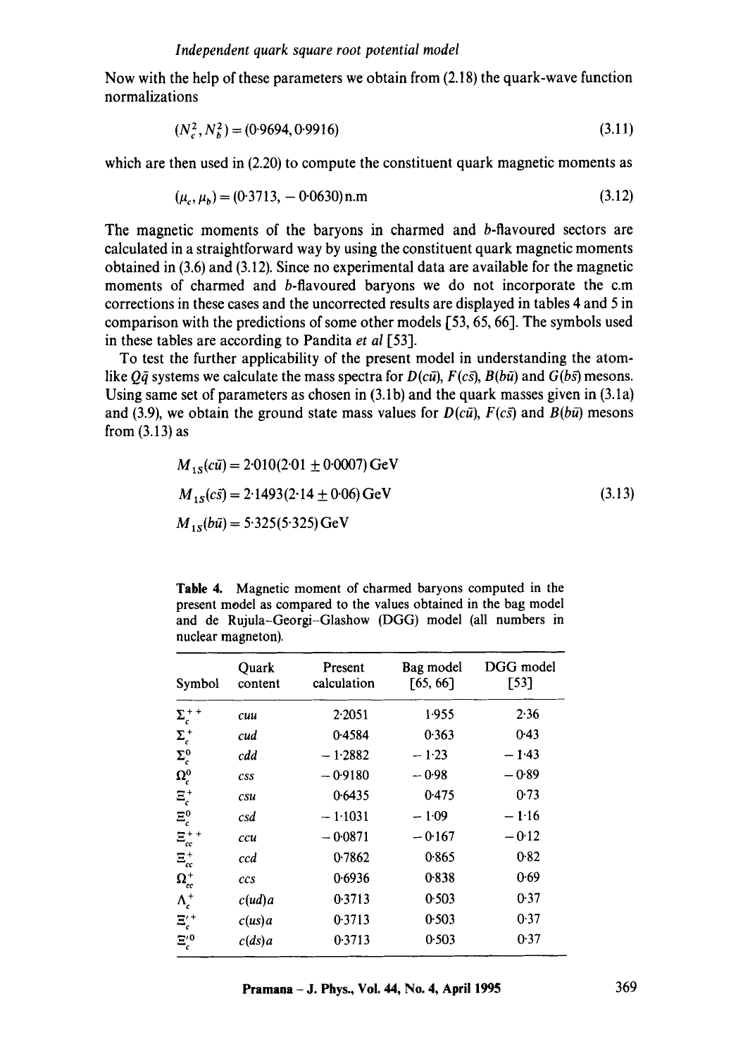Now with the help of these parameters we obtain from (2.18) the quark-wave function normalizations

$$(N_c^2, N_b^2) = (0{\cdot}9694, 0{\cdot}9916) \tag{3.11}$$

which are then used in (2.20) to compute the constituent quark magnetic moments as

$$(\mu_c, \mu_b) = (0{\cdot}3713, -0{\cdot}0630)\,\mathrm{n.m} \tag{3.12}$$

The magnetic moments of the baryons in charmed and $b$-flavoured sectors are calculated in a straightforward way by using the constituent quark magnetic moments obtained in (3.6) and (3.12). Since no experimental data are available for the magnetic moments of charmed and $b$-flavoured baryons we do not incorporate the c.m corrections in these cases and the uncorrected results are displayed in tables 4 and 5 in comparison with the predictions of some other models [53, 65, 66]. The symbols used in these tables are according to Pandita *et al* [53].

To test the further applicability of the present model in understanding the atom-like $Q\bar{q}$ systems we calculate the mass spectra for $D(c\bar{u})$, $F(c\bar{s})$, $B(b\bar{u})$ and $G(b\bar{s})$ mesons. Using same set of parameters as chosen in (3.1b) and the quark masses given in (3.1a) and (3.9), we obtain the ground state mass values for $D(c\bar{u})$, $F(c\bar{s})$ and $B(b\bar{u})$ mesons from (3.13) as

$$\begin{aligned} M_{1S}(c\bar{u}) &= 2{\cdot}010(2{\cdot}01 \pm 0{\cdot}0007)\,\mathrm{GeV} \\ M_{1S}(c\bar{s}) &= 2{\cdot}1493(2{\cdot}14 \pm 0{\cdot}06)\,\mathrm{GeV} \\ M_{1S}(b\bar{u}) &= 5{\cdot}325(5{\cdot}325)\,\mathrm{GeV} \end{aligned} \tag{3.13}$$

**Table 4.** Magnetic moment of charmed baryons computed in the present model as compared to the values obtained in the bag model and de Rujula–Georgi–Glashow (DGG) model (all numbers in nuclear magneton).

| Symbol | Quark content | Present calculation | Bag model [65, 66] | DGG model [53] |
|---|---|---|---|---|
| $\Sigma_c^{++}$ | $cuu$ | 2·2051 | 1·955 | 2·36 |
| $\Sigma_c^{+}$ | $cud$ | 0·4584 | 0·363 | 0·43 |
| $\Sigma_c^{0}$ | $cdd$ | −1·2882 | −1·23 | −1·43 |
| $\Omega_c^{0}$ | $css$ | −0·9180 | −0·98 | −0·89 |
| $\Xi_c^{+}$ | $csu$ | 0·6435 | 0·475 | 0·73 |
| $\Xi_c^{0}$ | $csd$ | −1·1031 | −1·09 | −1·16 |
| $\Xi_{cc}^{++}$ | $ccu$ | −0·0871 | −0·167 | −0·12 |
| $\Xi_{cc}^{+}$ | $ccd$ | 0·7862 | 0·865 | 0·82 |
| $\Omega_{cc}^{+}$ | $ccs$ | 0·6936 | 0·838 | 0·69 |
| $\Lambda_c^{+}$ | $c(ud)a$ | 0·3713 | 0·503 | 0·37 |
| $\Xi_c'^{+}$ | $c(us)a$ | 0·3713 | 0·503 | 0·37 |
| $\Xi_c'^{0}$ | $c(ds)a$ | 0·3713 | 0·503 | 0·37 |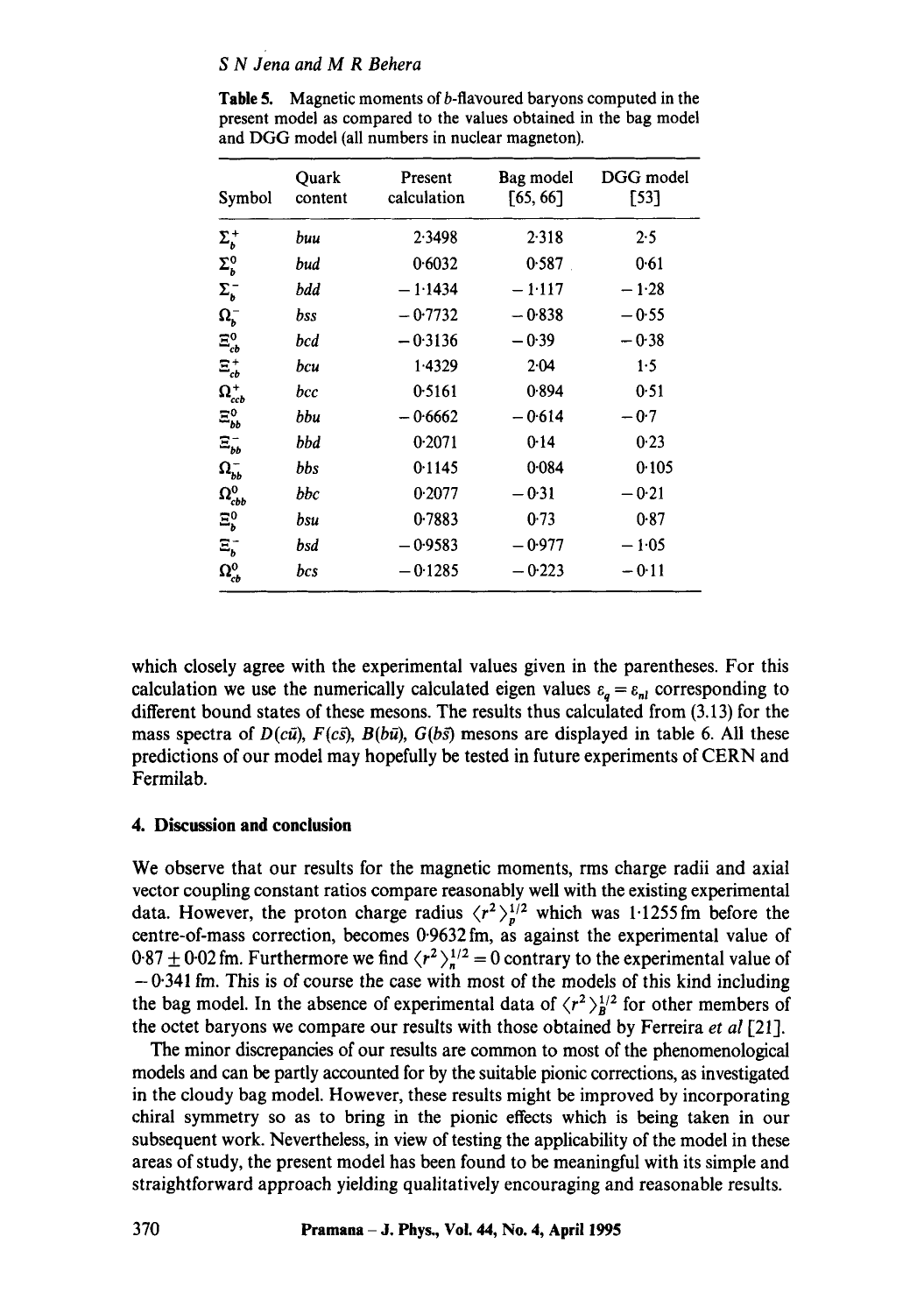**Table 5.** Magnetic moments of *b*-flavoured baryons computed in the present model as compared to the values obtained in the bag model and DGG model (all numbers in nuclear magneton).

| Symbol | Quark content | Present calculation | Bag model [65, 66] | DGG model [53] |
|---|---|---|---|---|
| $\Sigma_b^+$ | *buu* | 2·3498 | 2·318 | 2·5 |
| $\Sigma_b^0$ | *bud* | 0·6032 | 0·587 | 0·61 |
| $\Sigma_b^-$ | *bdd* | − 1·1434 | − 1·117 | − 1·28 |
| $\Omega_b^-$ | *bss* | − 0·7732 | − 0·838 | − 0·55 |
| $\Xi_{cb}^0$ | *bcd* | − 0·3136 | − 0·39 | − 0·38 |
| $\Xi_{cb}^+$ | *bcu* | 1·4329 | 2·04 | 1·5 |
| $\Omega_{ccb}^+$ | *bcc* | 0·5161 | 0·894 | 0·51 |
| $\Xi_{bb}^0$ | *bbu* | − 0·6662 | − 0·614 | − 0·7 |
| $\Xi_{bb}^-$ | *bbd* | 0·2071 | 0·14 | 0·23 |
| $\Omega_{bb}^-$ | *bbs* | 0·1145 | 0·084 | 0·105 |
| $\Omega_{cbb}^0$ | *bbc* | 0·2077 | − 0·31 | − 0·21 |
| $\Xi_b^0$ | *bsu* | 0·7883 | 0·73 | 0·87 |
| $\Xi_b^-$ | *bsd* | − 0·9583 | − 0·977 | − 1·05 |
| $\Omega_{cb}^0$ | *bcs* | − 0·1285 | − 0·223 | − 0·11 |

which closely agree with the experimental values given in the parentheses. For this calculation we use the numerically calculated eigen values $\varepsilon_q = \varepsilon_{nl}$ corresponding to different bound states of these mesons. The results thus calculated from (3.13) for the mass spectra of $D(c\bar{u})$, $F(c\bar{s})$, $B(b\bar{u})$, $G(b\bar{s})$ mesons are displayed in table 6. All these predictions of our model may hopefully be tested in future experiments of CERN and Fermilab.

## 4. Discussion and conclusion

We observe that our results for the magnetic moments, rms charge radii and axial vector coupling constant ratios compare reasonably well with the existing experimental data. However, the proton charge radius $\langle r^2 \rangle_p^{1/2}$ which was 1·1255 fm before the centre-of-mass correction, becomes 0·9632 fm, as against the experimental value of $0{\cdot}87 \pm 0{\cdot}02$ fm. Furthermore we find $\langle r^2 \rangle_n^{1/2} = 0$ contrary to the experimental value of − 0·341 fm. This is of course the case with most of the models of this kind including the bag model. In the absence of experimental data of $\langle r^2 \rangle_B^{1/2}$ for other members of the octet baryons we compare our results with those obtained by Ferreira *et al* [21].

The minor discrepancies of our results are common to most of the phenomenological models and can be partly accounted for by the suitable pionic corrections, as investigated in the cloudy bag model. However, these results might be improved by incorporating chiral symmetry so as to bring in the pionic effects which is being taken in our subsequent work. Nevertheless, in view of testing the applicability of the model in these areas of study, the present model has been found to be meaningful with its simple and straightforward approach yielding qualitatively encouraging and reasonable results.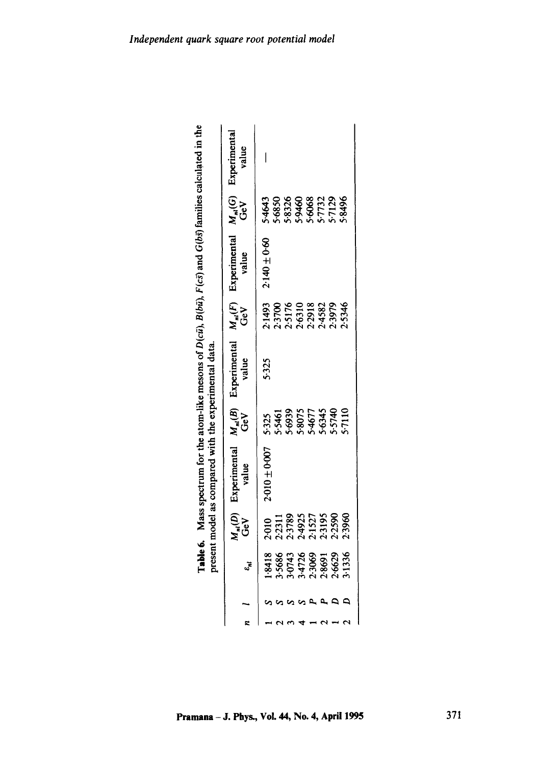**Table 6.** Mass spectrum for the atom-like mesons of $D(c\bar{u})$, $B(b\bar{u})$, $F(c\bar{s})$ and $G(b\bar{s})$ families calculated in the present model as compared with the experimental data.

| $n$ | $l$ | $\varepsilon_{nl}$ | $M_{nl}(D)$ GeV | Experimental value | $M_{nl}(B)$ GeV | Experimental value | $M_{nl}(F)$ GeV | Experimental value | $M_{nl}(G)$ GeV | Experimental value |
|---|---|---|---|---|---|---|---|---|---|---|
| 1 | S | 1·8418 | 2·010 | 2·010 ± 0·007 | 5·325 | 5·325 | 2·1493 | 2·140 ± 0·60 | 5·4643 | — |
| 2 | S | 3·5686 | 2·2311 | | 5·5461 | | 2·3700 | | 5·6850 | |
| 3 | S | 3·0743 | 2·3789 | | 5·6939 | | 2·5176 | | 5·8326 | |
| 4 | S | 3·4726 | 2·4925 | | 5·8075 | | 2·6310 | | 5·9460 | |
| 1 | P | 2·3069 | 2·1527 | | 5·4677 | | 2·2918 | | 5·6068 | |
| 2 | P | 2·8691 | 2·3195 | | 5·6345 | | 2·4582 | | 5·7732 | |
| 1 | D | 2·6629 | 2·2590 | | 5·5740 | | 2·3979 | | 5·7129 | |
| 2 | D | 3·1336 | 2·3960 | | 5·7110 | | 2·5346 | | 5·8496 | |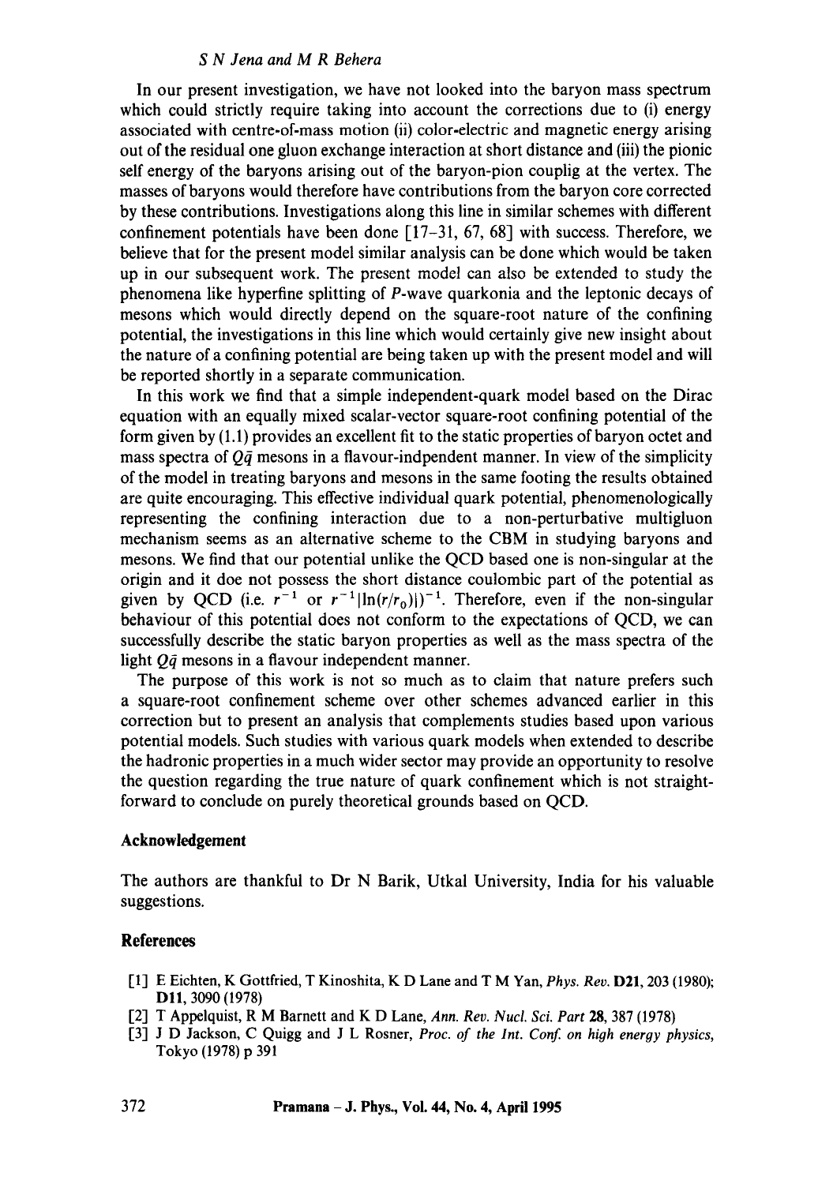In our present investigation, we have not looked into the baryon mass spectrum which could strictly require taking into account the corrections due to (i) energy associated with centre-of-mass motion (ii) color-electric and magnetic energy arising out of the residual one gluon exchange interaction at short distance and (iii) the pionic self energy of the baryons arising out of the baryon-pion couplig at the vertex. The masses of baryons would therefore have contributions from the baryon core corrected by these contributions. Investigations along this line in similar schemes with different confinement potentials have been done [17–31, 67, 68] with success. Therefore, we believe that for the present model similar analysis can be done which would be taken up in our subsequent work. The present model can also be extended to study the phenomena like hyperfine splitting of $P$-wave quarkonia and the leptonic decays of mesons which would directly depend on the square-root nature of the confining potential, the investigations in this line which would certainly give new insight about the nature of a confining potential are being taken up with the present model and will be reported shortly in a separate communication.

In this work we find that a simple independent-quark model based on the Dirac equation with an equally mixed scalar-vector square-root confining potential of the form given by (1.1) provides an excellent fit to the static properties of baryon octet and mass spectra of $Q\bar{q}$ mesons in a flavour-indpendent manner. In view of the simplicity of the model in treating baryons and mesons in the same footing the results obtained are quite encouraging. This effective individual quark potential, phenomenologically representing the confining interaction due to a non-perturbative multigluon mechanism seems as an alternative scheme to the CBM in studying baryons and mesons. We find that our potential unlike the QCD based one is non-singular at the origin and it doe not possess the short distance coulombic part of the potential as given by QCD (i.e. $r^{-1}$ or $r^{-1}|\ln(r/r_0)|)^{-1}$. Therefore, even if the non-singular behaviour of this potential does not conform to the expectations of QCD, we can successfully describe the static baryon properties as well as the mass spectra of the light $Q\bar{q}$ mesons in a flavour independent manner.

The purpose of this work is not so much as to claim that nature prefers such a square-root confinement scheme over other schemes advanced earlier in this correction but to present an analysis that complements studies based upon various potential models. Such studies with various quark models when extended to describe the hadronic properties in a much wider sector may provide an opportunity to resolve the question regarding the true nature of quark confinement which is not straightforward to conclude on purely theoretical grounds based on QCD.

## Acknowledgement

The authors are thankful to Dr N Barik, Utkal University, India for his valuable suggestions.

## References

[1] E Eichten, K Gottfried, T Kinoshita, K D Lane and T M Yan, *Phys. Rev.* **D21**, 203 (1980); **D11**, 3090 (1978)

[2] T Appelquist, R M Barnett and K D Lane, *Ann. Rev. Nucl. Sci. Part* **28**, 387 (1978)

[3] J D Jackson, C Quigg and J L Rosner, *Proc. of the Int. Conf. on high energy physics*, Tokyo (1978) p 391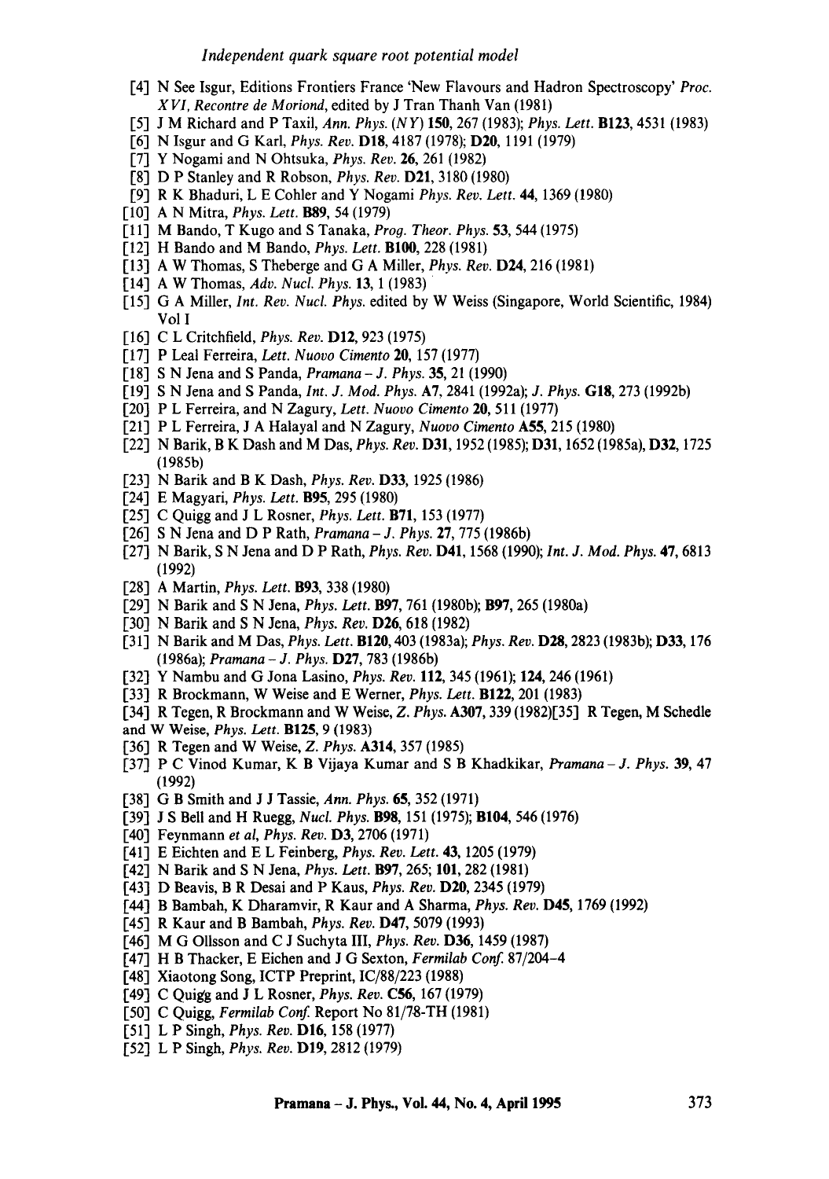[4] N See Isgur, Editions Frontiers France 'New Flavours and Hadron Spectroscopy' *Proc. XVI, Recontre de Moriond*, edited by J Tran Thanh Van (1981)

[5] J M Richard and P Taxil, *Ann. Phys. (NY)* **150**, 267 (1983); *Phys. Lett.* **B123**, 4531 (1983)

[6] N Isgur and G Karl, *Phys. Rev.* **D18**, 4187 (1978); **D20**, 1191 (1979)

[7] Y Nogami and N Ohtsuka, *Phys. Rev.* **26**, 261 (1982)

[8] D P Stanley and R Robson, *Phys. Rev.* **D21**, 3180 (1980)

[9] R K Bhaduri, L E Cohler and Y Nogami *Phys. Rev. Lett.* **44**, 1369 (1980)

[10] A N Mitra, *Phys. Lett.* **B89**, 54 (1979)

[11] M Bando, T Kugo and S Tanaka, *Prog. Theor. Phys.* **53**, 544 (1975)

[12] H Bando and M Bando, *Phys. Lett.* **B100**, 228 (1981)

[13] A W Thomas, S Theberge and G A Miller, *Phys. Rev.* **D24**, 216 (1981)

[14] A W Thomas, *Adv. Nucl. Phys.* **13**, 1 (1983)

[15] G A Miller, *Int. Rev. Nucl. Phys.* edited by W Weiss (Singapore, World Scientific, 1984) Vol I

[16] C L Critchfield, *Phys. Rev.* **D12**, 923 (1975)

[17] P Leal Ferreira, *Lett. Nuovo Cimento* **20**, 157 (1977)

[18] S N Jena and S Panda, *Pramana – J. Phys.* **35**, 21 (1990)

[19] S N Jena and S Panda, *Int. J. Mod. Phys.* **A7**, 2841 (1992a); *J. Phys.* **G18**, 273 (1992b)

[20] P L Ferreira, and N Zagury, *Lett. Nuovo Cimento* **20**, 511 (1977)

[21] P L Ferreira, J A Halayal and N Zagury, *Nuovo Cimento* **A55**, 215 (1980)

[22] N Barik, B K Dash and M Das, *Phys. Rev.* **D31**, 1952 (1985); **D31**, 1652 (1985a), **D32**, 1725 (1985b)

[23] N Barik and B K Dash, *Phys. Rev.* **D33**, 1925 (1986)

[24] E Magyari, *Phys. Lett.* **B95**, 295 (1980)

[25] C Quigg and J L Rosner, *Phys. Lett.* **B71**, 153 (1977)

[26] S N Jena and D P Rath, *Pramana – J. Phys.* **27**, 775 (1986b)

[27] N Barik, S N Jena and D P Rath, *Phys. Rev.* **D41**, 1568 (1990); *Int. J. Mod. Phys.* **47**, 6813 (1992)

[28] A Martin, *Phys. Lett.* **B93**, 338 (1980)

[29] N Barik and S N Jena, *Phys. Lett.* **B97**, 761 (1980b); **B97**, 265 (1980a)

[30] N Barik and S N Jena, *Phys. Rev.* **D26**, 618 (1982)

[31] N Barik and M Das, *Phys. Lett.* **B120**, 403 (1983a); *Phys. Rev.* **D28**, 2823 (1983b); **D33**, 176 (1986a); *Pramana – J. Phys.* **D27**, 783 (1986b)

[32] Y Nambu and G Jona Lasino, *Phys. Rev.* **112**, 345 (1961); **124**, 246 (1961)

[33] R Brockmann, W Weise and E Werner, *Phys. Lett.* **B122**, 201 (1983)

[34] R Tegen, R Brockmann and W Weise, *Z. Phys.* **A307**, 339 (1982)

[35] R Tegen, M Schedle and W Weise, *Phys. Lett.* **B125**, 9 (1983)

[36] R Tegen and W Weise, *Z. Phys.* **A314**, 357 (1985)

[37] P C Vinod Kumar, K B Vijaya Kumar and S B Khadkikar, *Pramana – J. Phys.* **39**, 47 (1992)

[38] G B Smith and J J Tassie, *Ann. Phys.* **65**, 352 (1971)

[39] J S Bell and H Ruegg, *Nucl. Phys.* **B98**, 151 (1975); **B104**, 546 (1976)

[40] Feynmann *et al*, *Phys. Rev.* **D3**, 2706 (1971)

[41] E Eichten and E L Feinberg, *Phys. Rev. Lett.* **43**, 1205 (1979)

[42] N Barik and S N Jena, *Phys. Lett.* **B97**, 265; **101**, 282 (1981)

[43] D Beavis, B R Desai and P Kaus, *Phys. Rev.* **D20**, 2345 (1979)

[44] B Bambah, K Dharamvir, R Kaur and A Sharma, *Phys. Rev.* **D45**, 1769 (1992)

[45] R Kaur and B Bambah, *Phys. Rev.* **D47**, 5079 (1993)

[46] M G Ollsson and C J Suchyta III, *Phys. Rev.* **D36**, 1459 (1987)

[47] H B Thacker, E Eichen and J G Sexton, *Fermilab Conf.* 87/204–4

[48] Xiaotong Song, ICTP Preprint, IC/88/223 (1988)

[49] C Quigg and J L Rosner, *Phys. Rev.* **C56**, 167 (1979)

[50] C Quigg, *Fermilab Conf.* Report No 81/78-TH (1981)

[51] L P Singh, *Phys. Rev.* **D16**, 158 (1977)

[52] L P Singh, *Phys. Rev.* **D19**, 2812 (1979)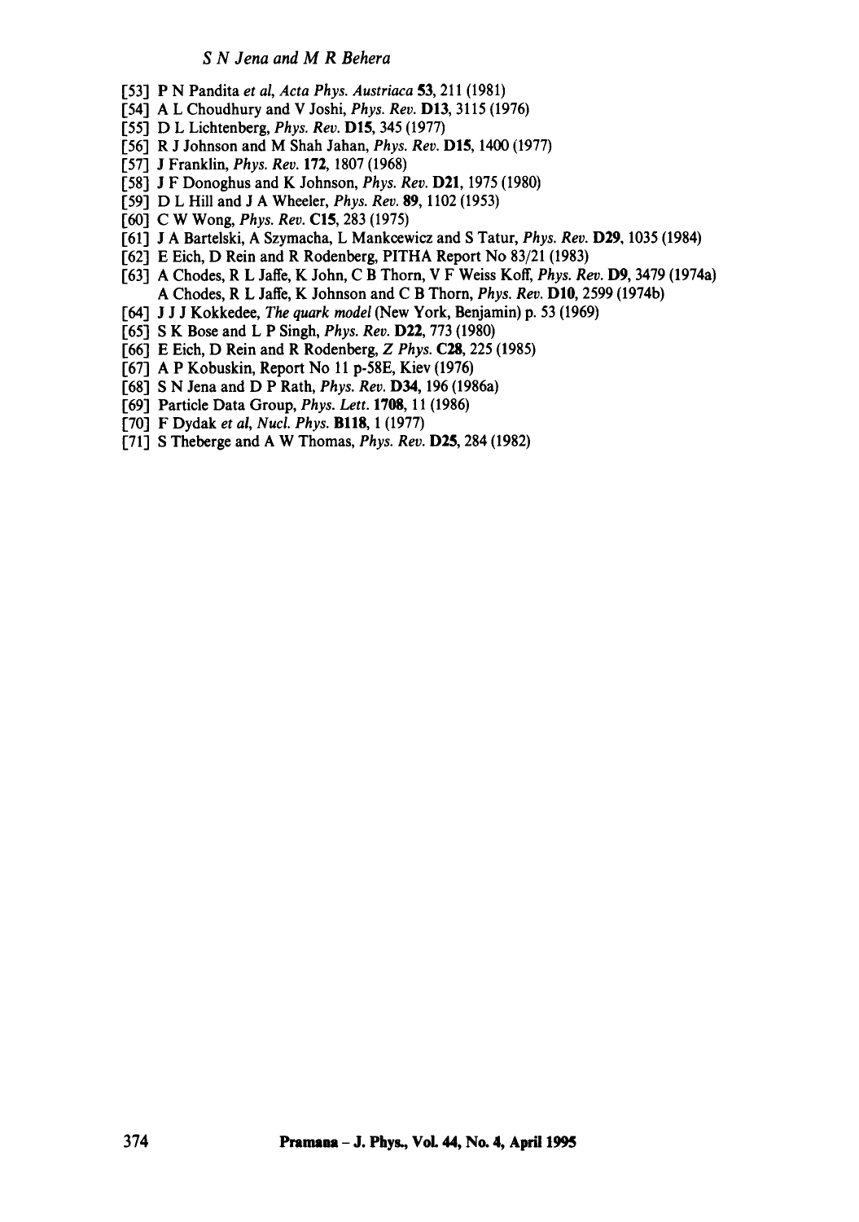[53] P N Pandita *et al*, *Acta Phys. Austriaca* **53**, 211 (1981)

[54] A L Choudhury and V Joshi, *Phys. Rev.* **D13**, 3115 (1976)

[55] D L Lichtenberg, *Phys. Rev.* **D15**, 345 (1977)

[56] R J Johnson and M Shah Jahan, *Phys. Rev.* **D15**, 1400 (1977)

[57] J Franklin, *Phys. Rev.* **172**, 1807 (1968)

[58] J F Donoghus and K Johnson, *Phys. Rev.* **D21**, 1975 (1980)

[59] D L Hill and J A Wheeler, *Phys. Rev.* **89**, 1102 (1953)

[60] C W Wong, *Phys. Rev.* **C15**, 283 (1975)

[61] J A Bartelski, A Szymacha, L Mankcewicz and S Tatur, *Phys. Rev.* **D29**, 1035 (1984)

[62] E Eich, D Rein and R Rodenberg, PITHA Report No 83/21 (1983)

[63] A Chodes, R L Jaffe, K John, C B Thorn, V F Weiss Koff, *Phys. Rev.* **D9**, 3479 (1974a)
A Chodes, R L Jaffe, K Johnson and C B Thorn, *Phys. Rev.* **D10**, 2599 (1974b)

[64] J J J Kokkedee, *The quark model* (New York, Benjamin) p. 53 (1969)

[65] S K Bose and L P Singh, *Phys. Rev.* **D22**, 773 (1980)

[66] E Eich, D Rein and R Rodenberg, *Z Phys.* **C28**, 225 (1985)

[67] A P Kobuskin, Report No 11 p-58E, Kiev (1976)

[68] S N Jena and D P Rath, *Phys. Rev.* **D34**, 196 (1986a)

[69] Particle Data Group, *Phys. Lett.* **1708**, 11 (1986)

[70] F Dydak *et al*, *Nucl. Phys.* **B118**, 1 (1977)

[71] S Theberge and A W Thomas, *Phys. Rev.* **D25**, 284 (1982)